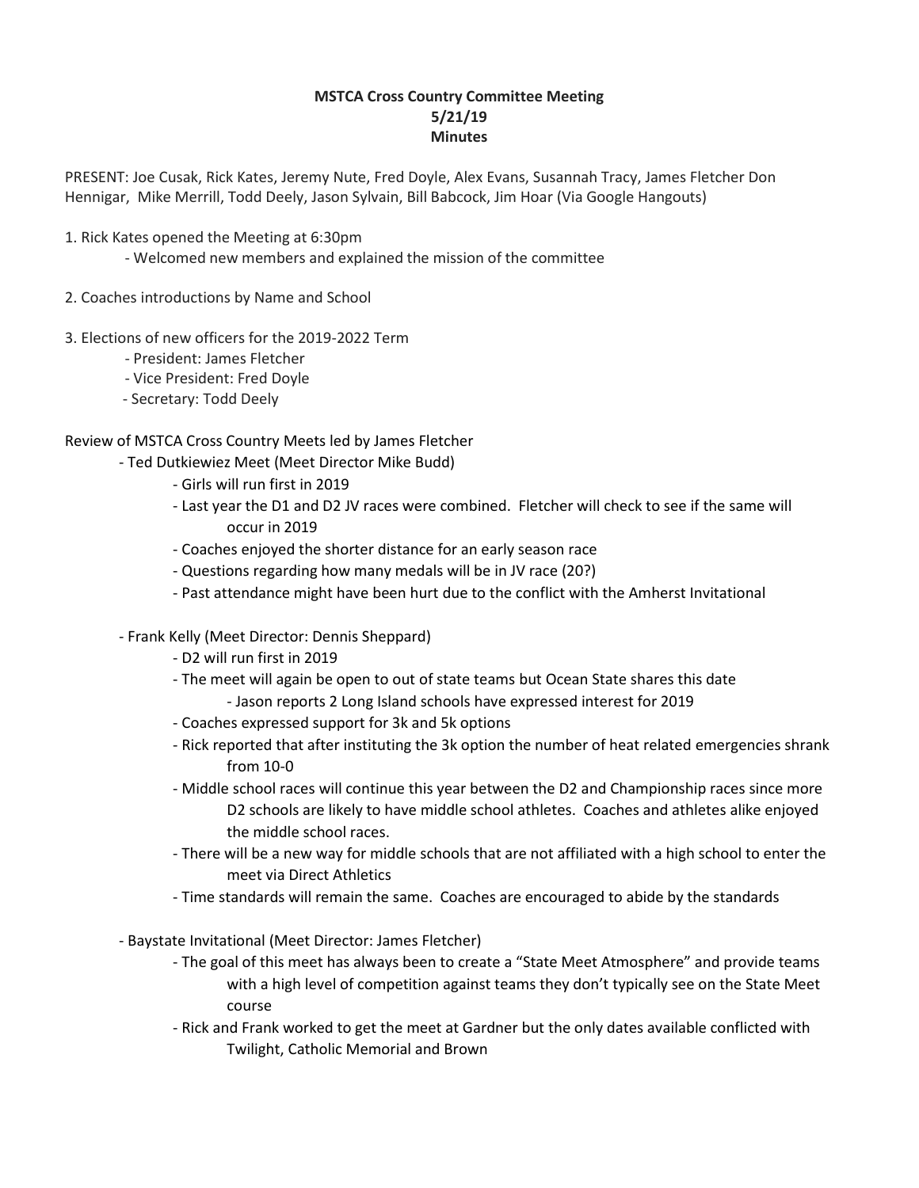**MSTCA Cross Country Committee Meeting**
**5/21/19**
**Minutes**

PRESENT: Joe Cusak, Rick Kates, Jeremy Nute, Fred Doyle, Alex Evans, Susannah Tracy, James Fletcher Don Hennigar, Mike Merrill, Todd Deely, Jason Sylvain, Bill Babcock, Jim Hoar (Via Google Hangouts)

1. Rick Kates opened the Meeting at 6:30pm
   - Welcomed new members and explained the mission of the committee

2. Coaches introductions by Name and School

3. Elections of new officers for the 2019-2022 Term
   - President: James Fletcher
   - Vice President: Fred Doyle
   - Secretary: Todd Deely

Review of MSTCA Cross Country Meets led by James Fletcher

- Ted Dutkiewiez Meet (Meet Director Mike Budd)
  - Girls will run first in 2019
  - Last year the D1 and D2 JV races were combined. Fletcher will check to see if the same will occur in 2019
  - Coaches enjoyed the shorter distance for an early season race
  - Questions regarding how many medals will be in JV race (20?)
  - Past attendance might have been hurt due to the conflict with the Amherst Invitational

- Frank Kelly (Meet Director: Dennis Sheppard)
  - D2 will run first in 2019
  - The meet will again be open to out of state teams but Ocean State shares this date
    - Jason reports 2 Long Island schools have expressed interest for 2019
  - Coaches expressed support for 3k and 5k options
  - Rick reported that after instituting the 3k option the number of heat related emergencies shrank from 10-0
  - Middle school races will continue this year between the D2 and Championship races since more D2 schools are likely to have middle school athletes. Coaches and athletes alike enjoyed the middle school races.
  - There will be a new way for middle schools that are not affiliated with a high school to enter the meet via Direct Athletics
  - Time standards will remain the same. Coaches are encouraged to abide by the standards

- Baystate Invitational (Meet Director: James Fletcher)
  - The goal of this meet has always been to create a "State Meet Atmosphere" and provide teams with a high level of competition against teams they don't typically see on the State Meet course
  - Rick and Frank worked to get the meet at Gardner but the only dates available conflicted with Twilight, Catholic Memorial and Brown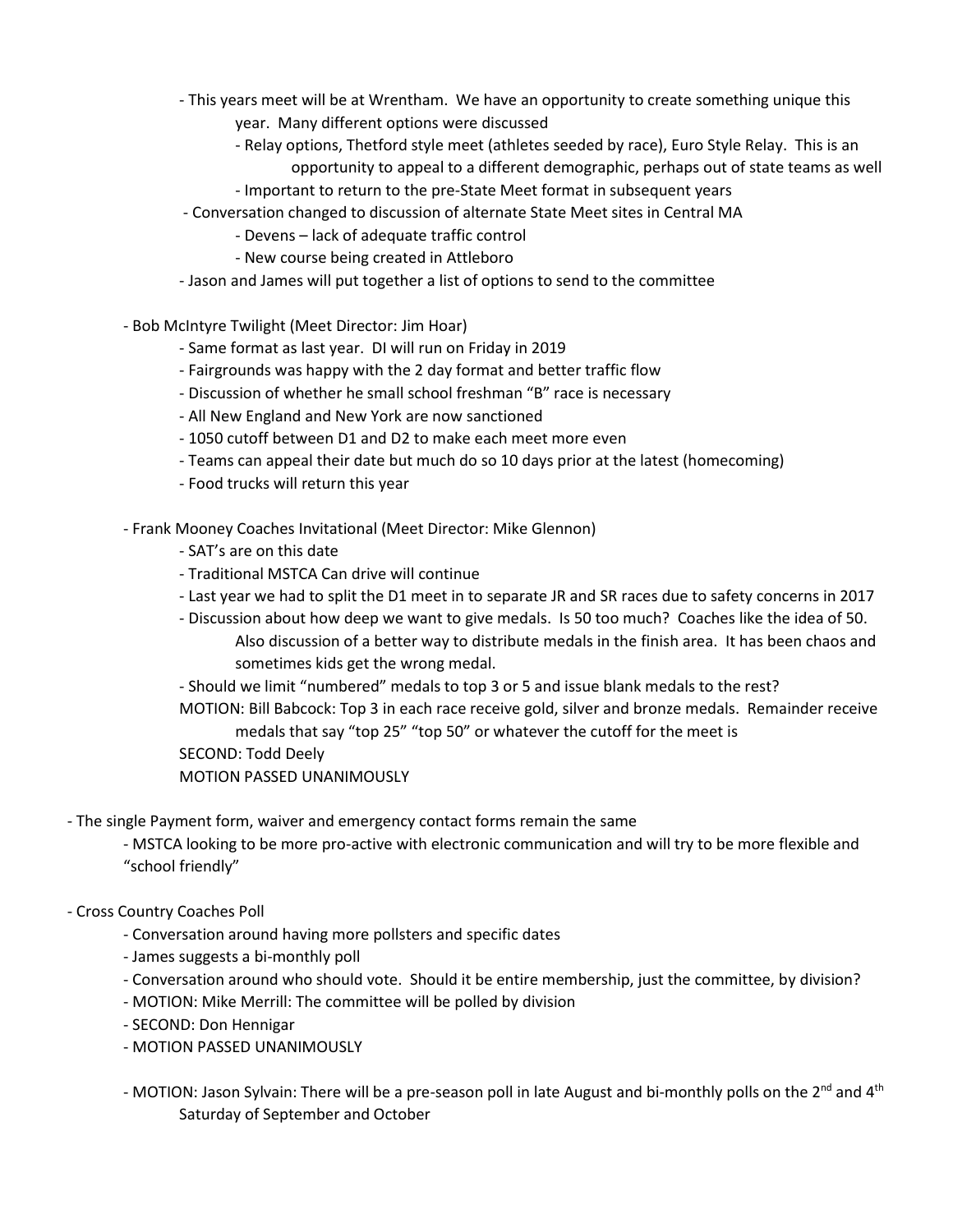- This years meet will be at Wrentham. We have an opportunity to create something unique this year. Many different options were discussed
    - Relay options, Thetford style meet (athletes seeded by race), Euro Style Relay. This is an opportunity to appeal to a different demographic, perhaps out of state teams as well
    - Important to return to the pre-State Meet format in subsequent years
- Conversation changed to discussion of alternate State Meet sites in Central MA
    - Devens – lack of adequate traffic control
    - New course being created in Attleboro
- Jason and James will put together a list of options to send to the committee

- Bob McIntyre Twilight (Meet Director: Jim Hoar)
    - Same format as last year. DI will run on Friday in 2019
    - Fairgrounds was happy with the 2 day format and better traffic flow
    - Discussion of whether he small school freshman "B" race is necessary
    - All New England and New York are now sanctioned
    - 1050 cutoff between D1 and D2 to make each meet more even
    - Teams can appeal their date but much do so 10 days prior at the latest (homecoming)
    - Food trucks will return this year

- Frank Mooney Coaches Invitational (Meet Director: Mike Glennon)
    - SAT's are on this date
    - Traditional MSTCA Can drive will continue
    - Last year we had to split the D1 meet in to separate JR and SR races due to safety concerns in 2017
    - Discussion about how deep we want to give medals. Is 50 too much? Coaches like the idea of 50. Also discussion of a better way to distribute medals in the finish area. It has been chaos and sometimes kids get the wrong medal.
    - Should we limit "numbered" medals to top 3 or 5 and issue blank medals to the rest?

    MOTION: Bill Babcock: Top 3 in each race receive gold, silver and bronze medals. Remainder receive medals that say "top 25" "top 50" or whatever the cutoff for the meet is

    SECOND: Todd Deely

    MOTION PASSED UNANIMOUSLY

- The single Payment form, waiver and emergency contact forms remain the same
    - MSTCA looking to be more pro-active with electronic communication and will try to be more flexible and "school friendly"

- Cross Country Coaches Poll
    - Conversation around having more pollsters and specific dates
    - James suggests a bi-monthly poll
    - Conversation around who should vote. Should it be entire membership, just the committee, by division?
    - MOTION: Mike Merrill: The committee will be polled by division
    - SECOND: Don Hennigar
    - MOTION PASSED UNANIMOUSLY

    - MOTION: Jason Sylvain: There will be a pre-season poll in late August and bi-monthly polls on the 2nd and 4th Saturday of September and October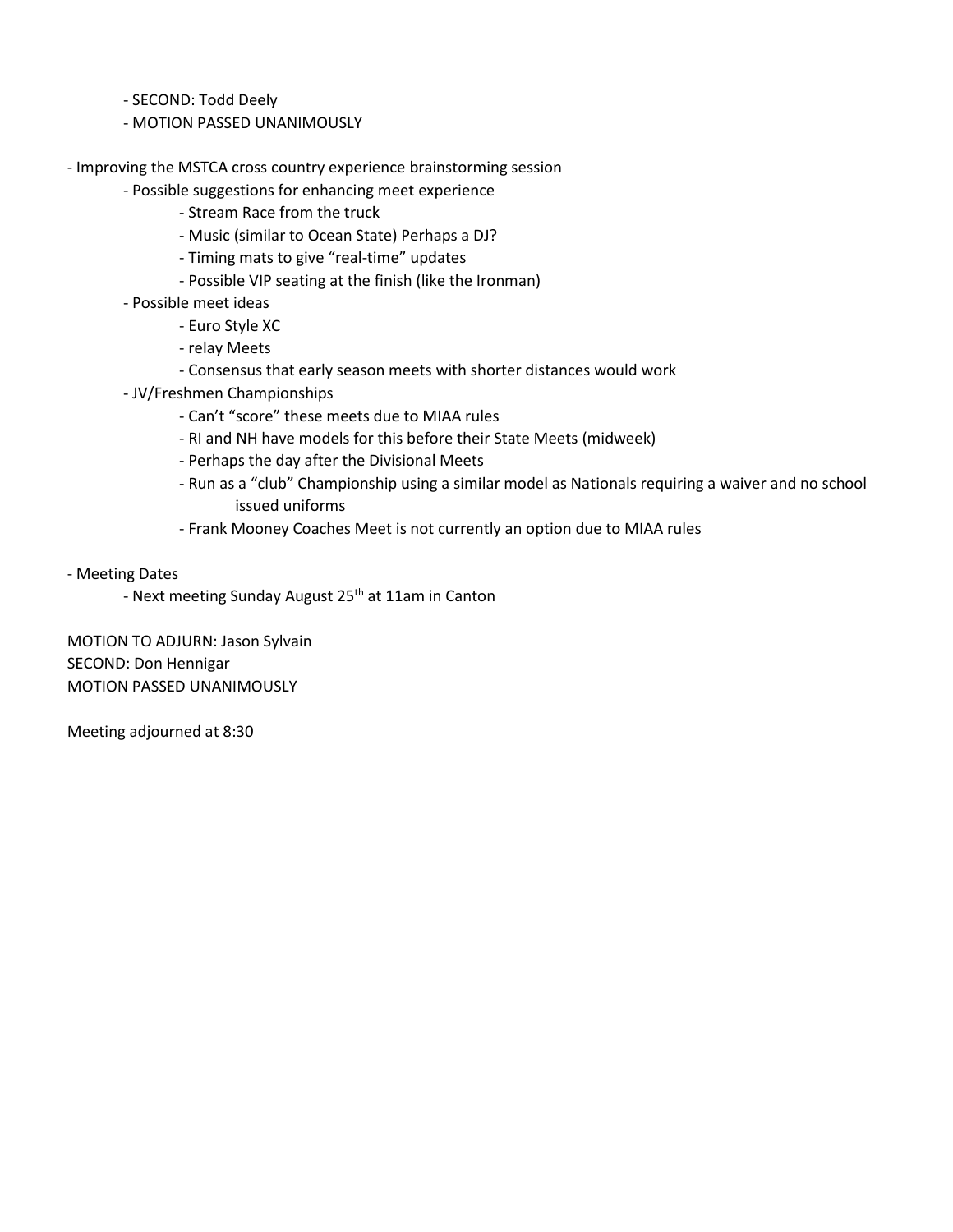- SECOND: Todd Deely
    - MOTION PASSED UNANIMOUSLY

- Improving the MSTCA cross country experience brainstorming session
    - Possible suggestions for enhancing meet experience
        - Stream Race from the truck
        - Music (similar to Ocean State) Perhaps a DJ?
        - Timing mats to give "real-time" updates
        - Possible VIP seating at the finish (like the Ironman)
    - Possible meet ideas
        - Euro Style XC
        - relay Meets
        - Consensus that early season meets with shorter distances would work
    - JV/Freshmen Championships
        - Can't "score" these meets due to MIAA rules
        - RI and NH have models for this before their State Meets (midweek)
        - Perhaps the day after the Divisional Meets
        - Run as a "club" Championship using a similar model as Nationals requiring a waiver and no school issued uniforms
        - Frank Mooney Coaches Meet is not currently an option due to MIAA rules

- Meeting Dates
    - Next meeting Sunday August 25th at 11am in Canton

MOTION TO ADJURN: Jason Sylvain
SECOND: Don Hennigar
MOTION PASSED UNANIMOUSLY

Meeting adjourned at 8:30